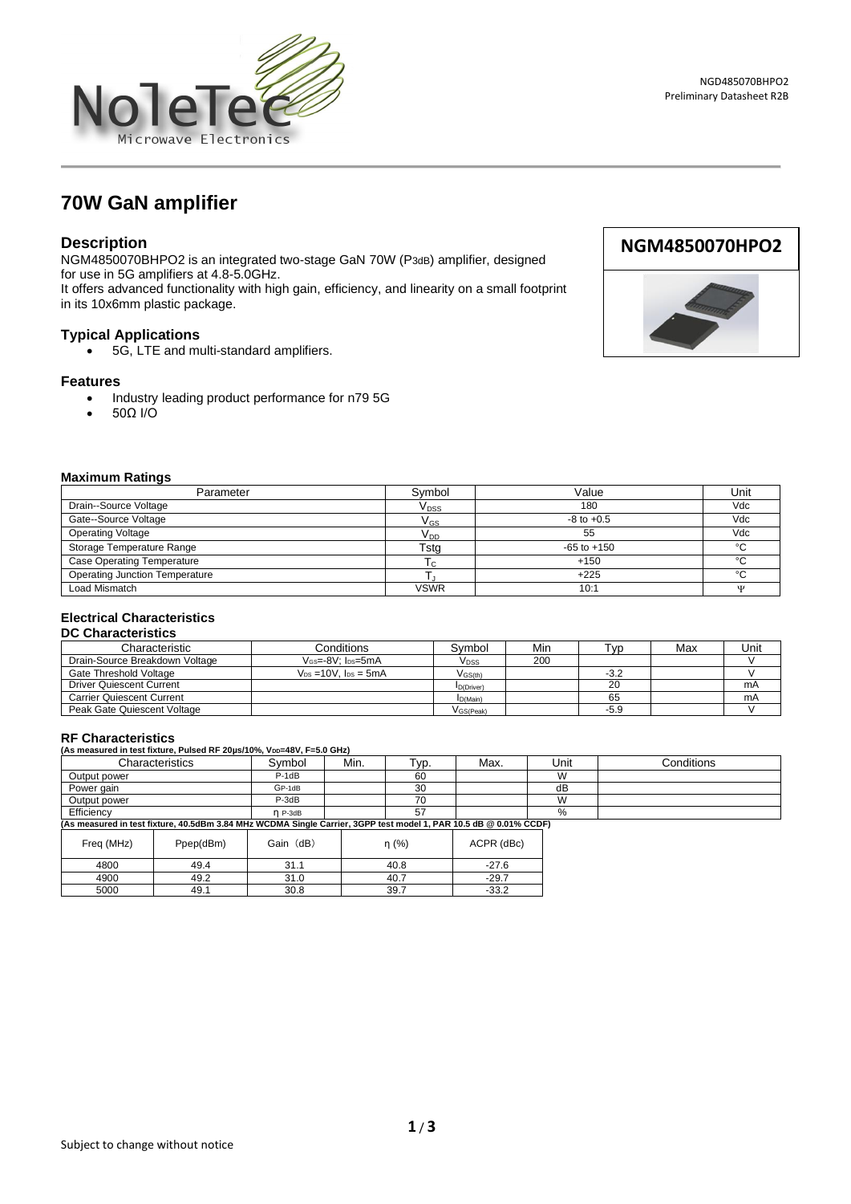# 70W GaN amplifier

## Description

NGM4850070BHPO2 is an integrated two-stage GaN 70W ($P_{3dB}$) amplifier, designed for use in 5G amplifiers at 4.8-5.0GHz.
It offers advanced functionality with high gain, efficiency, and linearity on a small footprint in its 10x6mm plastic package.

**NGM4850070HPO2**

## Typical Applications

- 5G, LTE and multi-standard amplifiers.

## Features

- Industry leading product performance for n79 5G
- 50Ω I/O

### Maximum Ratings

| Parameter | Symbol | Value | Unit |
|---|---|---|---|
| Drain--Source Voltage | $V_{DSS}$ | 180 | Vdc |
| Gate--Source Voltage | $V_{GS}$ | -8 to +0.5 | Vdc |
| Operating Voltage | $V_{DD}$ | 55 | Vdc |
| Storage Temperature Range | Tstg | -65 to +150 | °C |
| Case Operating Temperature | $T_C$ | +150 | °C |
| Operating Junction Temperature | $T_J$ | +225 | °C |
| Load Mismatch | VSWR | 10:1 | Ψ |

### Electrical Characteristics

**DC Characteristics**

| Characteristic | Conditions | Symbol | Min | Typ | Max | Unit |
|---|---|---|---|---|---|---|
| Drain-Source Breakdown Voltage | $V_{GS}$=-8V; $I_{DS}$=5mA | $V_{DSS}$ | 200 | | | V |
| Gate Threshold Voltage | $V_{DS}$ =10V, $I_{DS}$ = 5mA | $V_{GS(th)}$ | | -3.2 | | V |
| Driver Quiescent Current | | $I_{D(Driver)}$ | | 20 | | mA |
| Carrier Quiescent Current | | $I_{D(Main)}$ | | 65 | | mA |
| Peak Gate Quiescent Voltage | | $V_{GS(Peak)}$ | | -5.9 | | V |

### RF Characteristics

**(As measured in test fixture, Pulsed RF 20μs/10%, $V_{DD}$=48V, F=5.0 GHz)**

| Characteristics | Symbol | Min. | Typ. | Max. | Unit | Conditions |
|---|---|---|---|---|---|---|
| Output power | P-1dB | | 60 | | W | |
| Power gain | GP-1dB | | 30 | | dB | |
| Output power | P-3dB | | 70 | | W | |
| Efficiency | η P-3dB | | 57 | | % | |

**(As measured in test fixture, 40.5dBm 3.84 MHz WCDMA Single Carrier, 3GPP test model 1, PAR 10.5 dB @ 0.01% CCDF)**

| Freq (MHz) | Ppep(dBm) | Gain（dB） | η (%) | ACPR (dBc) |
|---|---|---|---|---|
| 4800 | 49.4 | 31.1 | 40.8 | -27.6 |
| 4900 | 49.2 | 31.0 | 40.7 | -29.7 |
| 5000 | 49.1 | 30.8 | 39.7 | -33.2 |

Subject to change without notice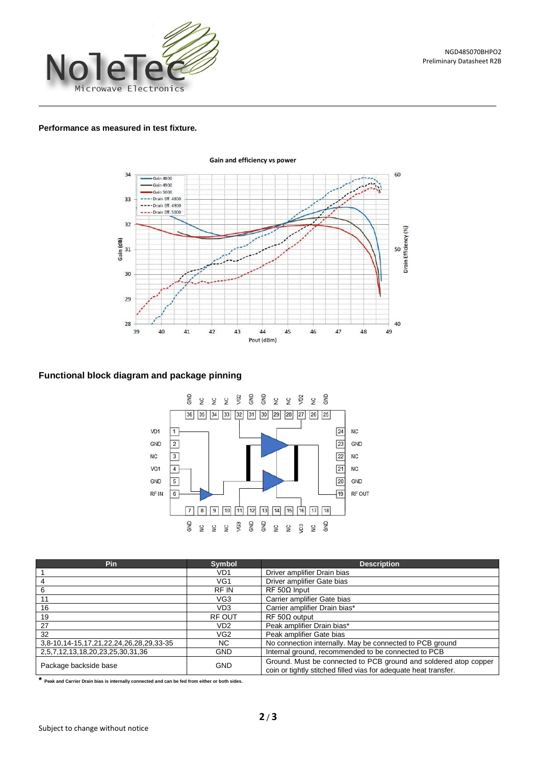**Performance as measured in test fixture.**

**Functional block diagram and package pinning**

| Pin | Symbol | Description |
|---|---|---|
| 1 | VD1 | Driver amplifier Drain bias |
| 4 | VG1 | Driver amplifier Gate bias |
| 6 | RF IN | RF 50Ω Input |
| 11 | VG3 | Carrier amplifier Gate bias |
| 16 | VD3 | Carrier amplifier Drain bias* |
| 19 | RF OUT | RF 50Ω output |
| 27 | VD2 | Peak amplifier Drain bias* |
| 32 | VG2 | Peak amplifier Gate bias |
| 3,8-10,14-15,17,21,22,24,26,28,29,33-35 | NC | No connection internally. May be connected to PCB ground |
| 2,5,7,12,13,18,20,23,25,30,31,36 | GND | Internal ground, recommended to be connected to PCB |
| Package backside base | GND | Ground. Must be connected to PCB ground and soldered atop copper coin or tightly stitched filled vias for adequate heat transfer. |

**\*** **Peak and Carrier Drain bias is internally connected and can be fed from either or both sides.**

Subject to change without notice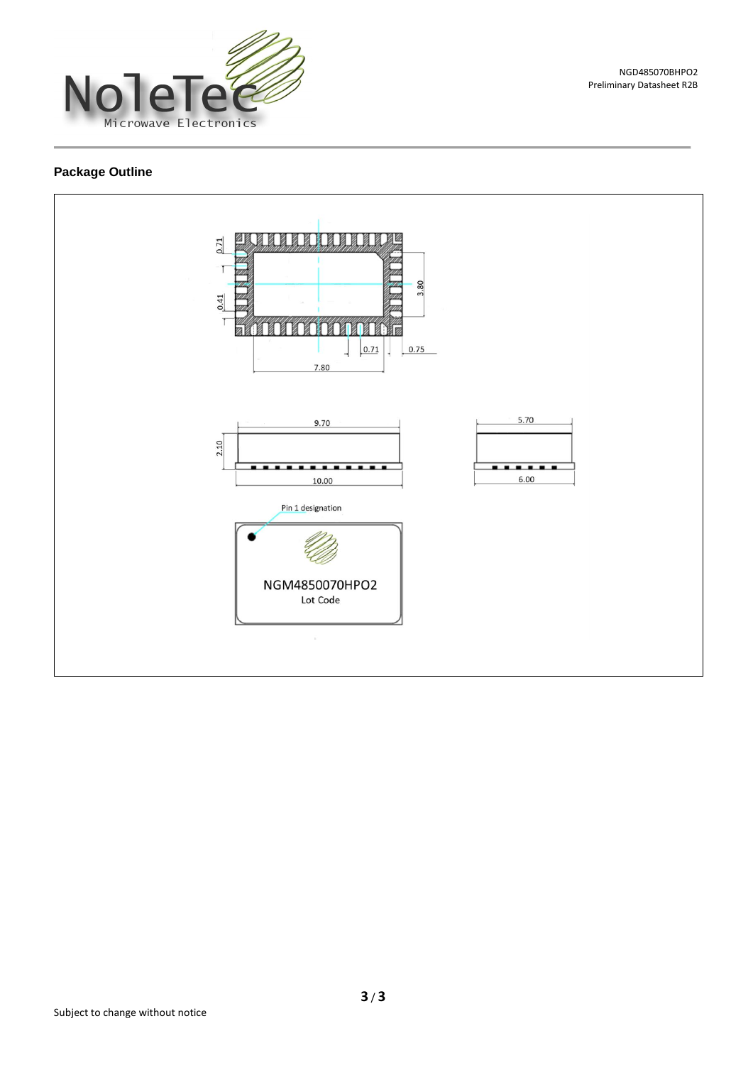## Package Outline

0.71

0.41

3.80

0.71

0.75

7.80

9.70

2.10

10.00

5.70

6.00

Pin 1 designation

NGM4850070HPO2

Lot Code

Subject to change without notice